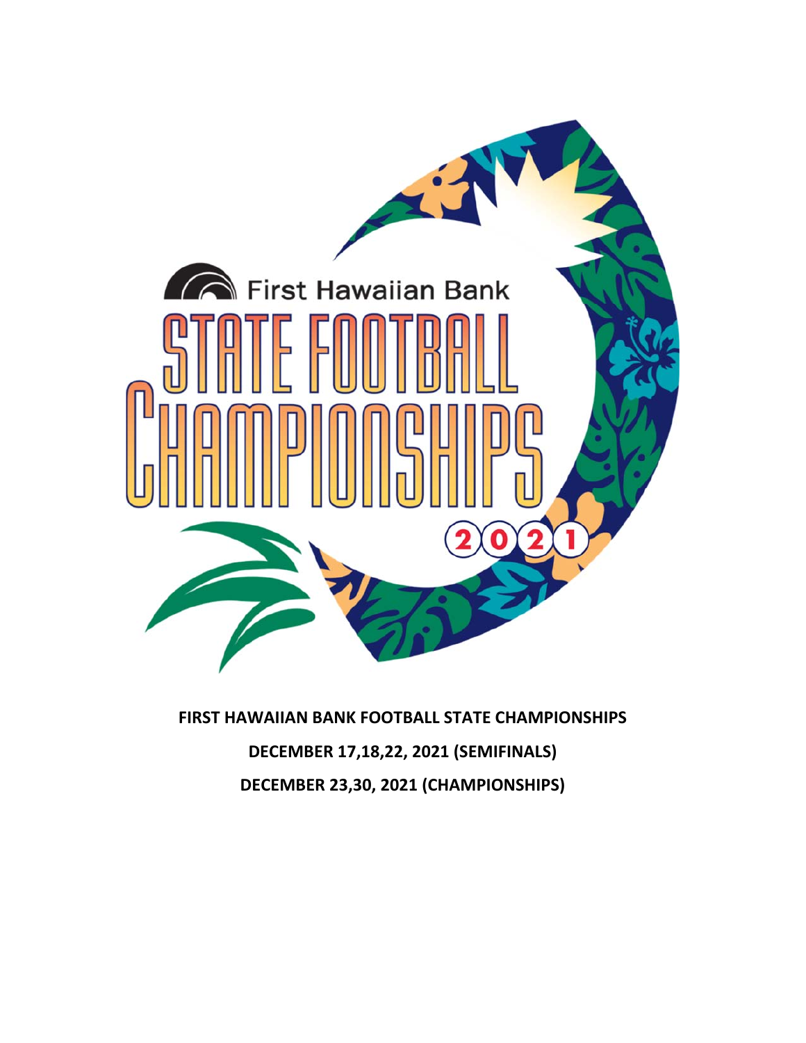First Hawaiian Bank

STATE FOOTBALL CHAMPIONSHIPS

2021

**FIRST HAWAIIAN BANK FOOTBALL STATE CHAMPIONSHIPS**

**DECEMBER 17,18,22, 2021 (SEMIFINALS)**

**DECEMBER 23,30, 2021 (CHAMPIONSHIPS)**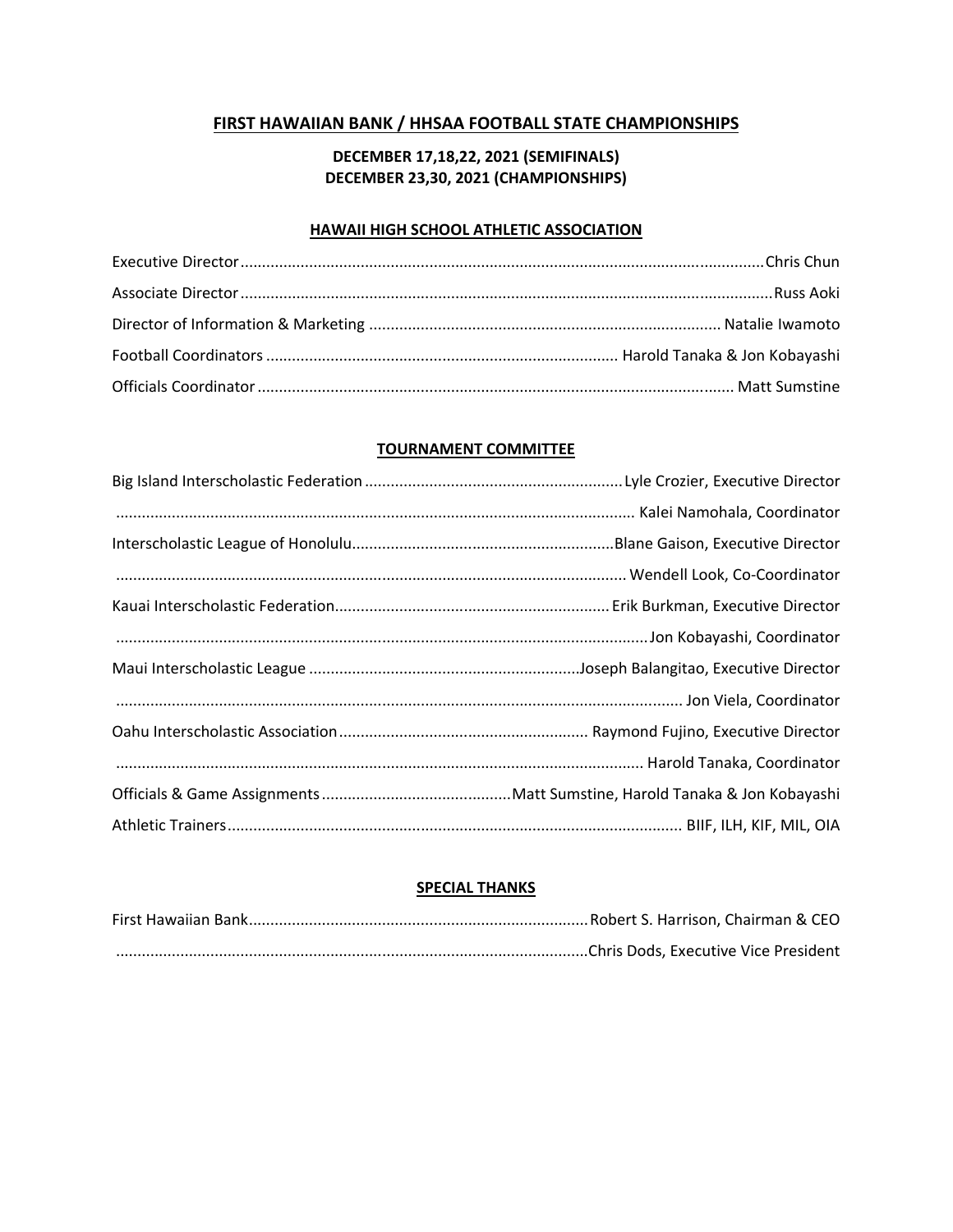## FIRST HAWAIIAN BANK / HHSAA FOOTBALL STATE CHAMPIONSHIPS

**DECEMBER 17,18,22, 2021 (SEMIFINALS)**
**DECEMBER 23,30, 2021 (CHAMPIONSHIPS)**

### HAWAII HIGH SCHOOL ATHLETIC ASSOCIATION

Executive Director........................................................................................................................Chris Chun

Associate Director........................................................................................................................Russ Aoki

Director of Information & Marketing ................................................................................. Natalie Iwamoto

Football Coordinators ................................................................................. Harold Tanaka & Jon Kobayashi

Officials Coordinator ............................................................................................................. Matt Sumstine

### TOURNAMENT COMMITTEE

Big Island Interscholastic Federation ...........................................................Lyle Crozier, Executive Director

........................................................................................................................ Kalei Namohala, Coordinator

Interscholastic League of Honolulu............................................................Blane Gaison, Executive Director

..................................................................................................................... Wendell Look, Co-Coordinator

Kauai Interscholastic Federation...............................................................Erik Burkman, Executive Director

..........................................................................................................................Jon Kobayashi, Coordinator

Maui Interscholastic League ..............................................................Joseph Balangitao, Executive Director

................................................................................................................................. Jon Viela, Coordinator

Oahu Interscholastic Association......................................................... Raymond Fujino, Executive Director

......................................................................................................................... Harold Tanaka, Coordinator

Officials & Game Assignments ...........................................Matt Sumstine, Harold Tanaka & Jon Kobayashi

Athletic Trainers......................................................................................................... BIIF, ILH, KIF, MIL, OIA

### SPECIAL THANKS

First Hawaiian Bank..............................................................................Robert S. Harrison, Chairman & CEO

............................................................................................................Chris Dods, Executive Vice President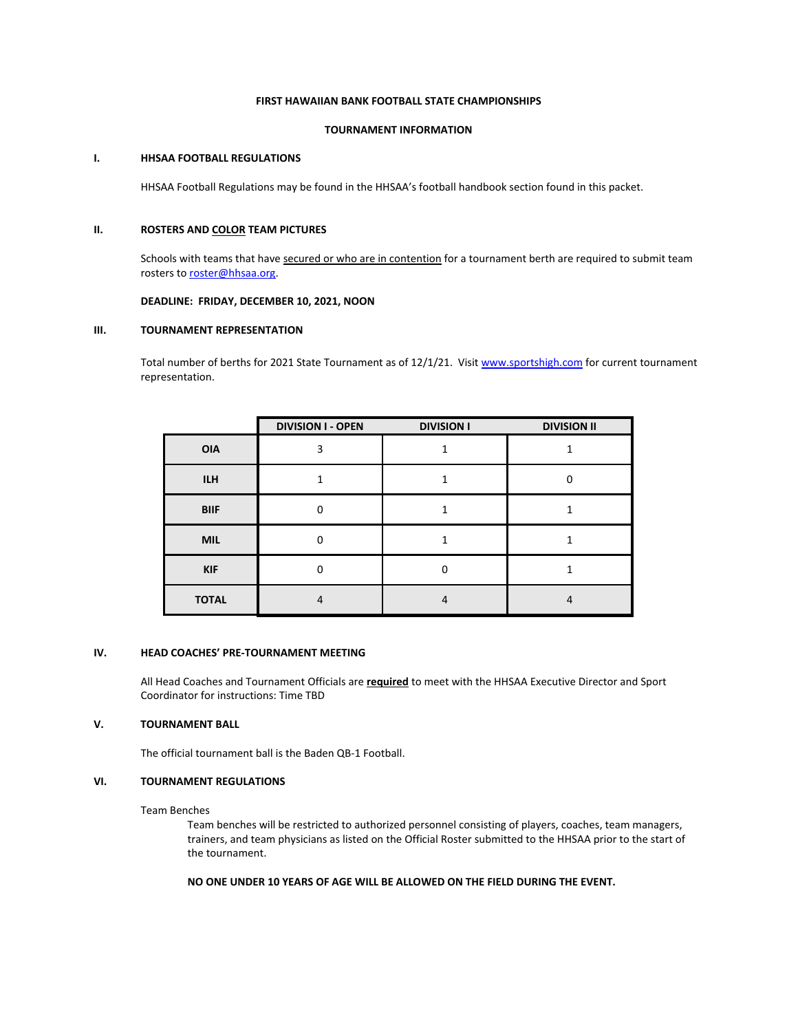**FIRST HAWAIIAN BANK FOOTBALL STATE CHAMPIONSHIPS**

**TOURNAMENT INFORMATION**

## I. HHSAA FOOTBALL REGULATIONS

HHSAA Football Regulations may be found in the HHSAA's football handbook section found in this packet.

## II. ROSTERS AND COLOR TEAM PICTURES

Schools with teams that have secured or who are in contention for a tournament berth are required to submit team rosters to roster@hhsaa.org.

**DEADLINE: FRIDAY, DECEMBER 10, 2021, NOON**

## III. TOURNAMENT REPRESENTATION

Total number of berths for 2021 State Tournament as of 12/1/21. Visit www.sportshigh.com for current tournament representation.

| | DIVISION I - OPEN | DIVISION I | DIVISION II |
|---|---|---|---|
| **OIA** | 3 | 1 | 1 |
| **ILH** | 1 | 1 | 0 |
| **BIIF** | 0 | 1 | 1 |
| **MIL** | 0 | 1 | 1 |
| **KIF** | 0 | 0 | 1 |
| **TOTAL** | 4 | 4 | 4 |

## IV. HEAD COACHES' PRE-TOURNAMENT MEETING

All Head Coaches and Tournament Officials are **required** to meet with the HHSAA Executive Director and Sport Coordinator for instructions: Time TBD

## V. TOURNAMENT BALL

The official tournament ball is the Baden QB-1 Football.

## VI. TOURNAMENT REGULATIONS

Team Benches

Team benches will be restricted to authorized personnel consisting of players, coaches, team managers, trainers, and team physicians as listed on the Official Roster submitted to the HHSAA prior to the start of the tournament.

**NO ONE UNDER 10 YEARS OF AGE WILL BE ALLOWED ON THE FIELD DURING THE EVENT.**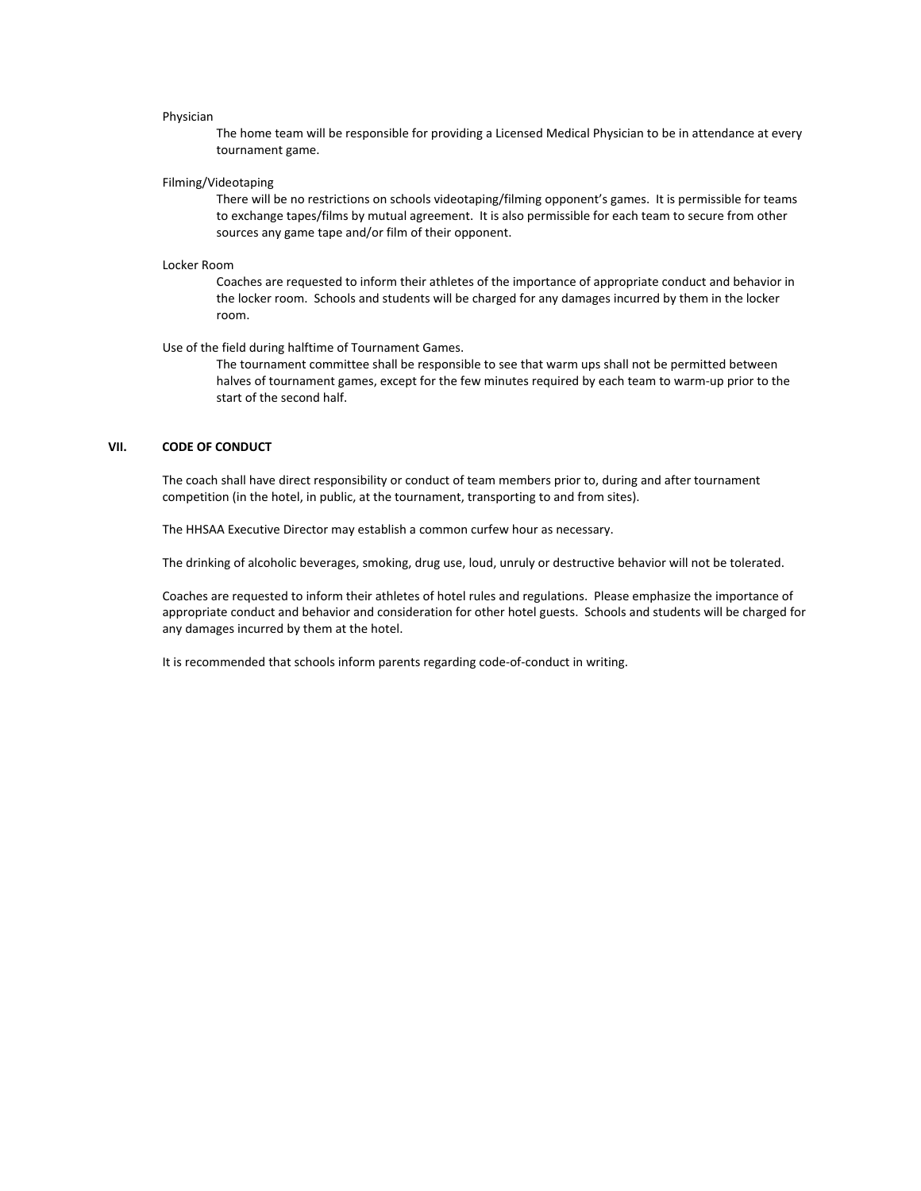Physician

The home team will be responsible for providing a Licensed Medical Physician to be in attendance at every tournament game.

Filming/Videotaping

There will be no restrictions on schools videotaping/filming opponent's games. It is permissible for teams to exchange tapes/films by mutual agreement. It is also permissible for each team to secure from other sources any game tape and/or film of their opponent.

Locker Room

Coaches are requested to inform their athletes of the importance of appropriate conduct and behavior in the locker room. Schools and students will be charged for any damages incurred by them in the locker room.

Use of the field during halftime of Tournament Games.

The tournament committee shall be responsible to see that warm ups shall not be permitted between halves of tournament games, except for the few minutes required by each team to warm-up prior to the start of the second half.

## VII. CODE OF CONDUCT

The coach shall have direct responsibility or conduct of team members prior to, during and after tournament competition (in the hotel, in public, at the tournament, transporting to and from sites).

The HHSAA Executive Director may establish a common curfew hour as necessary.

The drinking of alcoholic beverages, smoking, drug use, loud, unruly or destructive behavior will not be tolerated.

Coaches are requested to inform their athletes of hotel rules and regulations. Please emphasize the importance of appropriate conduct and behavior and consideration for other hotel guests. Schools and students will be charged for any damages incurred by them at the hotel.

It is recommended that schools inform parents regarding code-of-conduct in writing.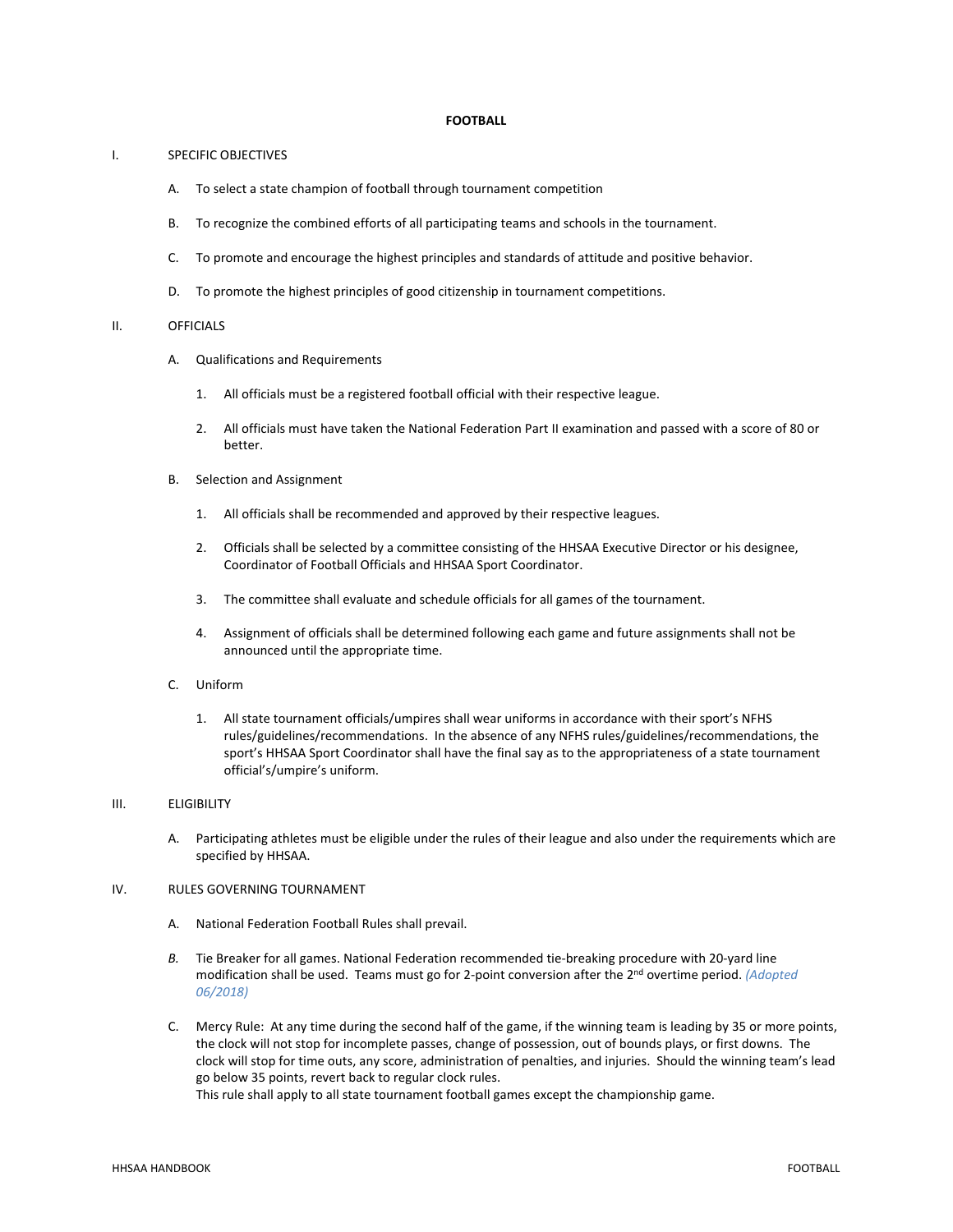# FOOTBALL

## I. SPECIFIC OBJECTIVES

A. To select a state champion of football through tournament competition

B. To recognize the combined efforts of all participating teams and schools in the tournament.

C. To promote and encourage the highest principles and standards of attitude and positive behavior.

D. To promote the highest principles of good citizenship in tournament competitions.

## II. OFFICIALS

A. Qualifications and Requirements

1. All officials must be a registered football official with their respective league.

2. All officials must have taken the National Federation Part II examination and passed with a score of 80 or better.

B. Selection and Assignment

1. All officials shall be recommended and approved by their respective leagues.

2. Officials shall be selected by a committee consisting of the HHSAA Executive Director or his designee, Coordinator of Football Officials and HHSAA Sport Coordinator.

3. The committee shall evaluate and schedule officials for all games of the tournament.

4. Assignment of officials shall be determined following each game and future assignments shall not be announced until the appropriate time.

C. Uniform

1. All state tournament officials/umpires shall wear uniforms in accordance with their sport's NFHS rules/guidelines/recommendations. In the absence of any NFHS rules/guidelines/recommendations, the sport's HHSAA Sport Coordinator shall have the final say as to the appropriateness of a state tournament official's/umpire's uniform.

## III. ELIGIBILITY

A. Participating athletes must be eligible under the rules of their league and also under the requirements which are specified by HHSAA.

## IV. RULES GOVERNING TOURNAMENT

A. National Federation Football Rules shall prevail.

*B.* Tie Breaker for all games. National Federation recommended tie-breaking procedure with 20-yard line modification shall be used. Teams must go for 2-point conversion after the 2nd overtime period. *(Adopted 06/2018)*

C. Mercy Rule: At any time during the second half of the game, if the winning team is leading by 35 or more points, the clock will not stop for incomplete passes, change of possession, out of bounds plays, or first downs. The clock will stop for time outs, any score, administration of penalties, and injuries. Should the winning team's lead go below 35 points, revert back to regular clock rules.
This rule shall apply to all state tournament football games except the championship game.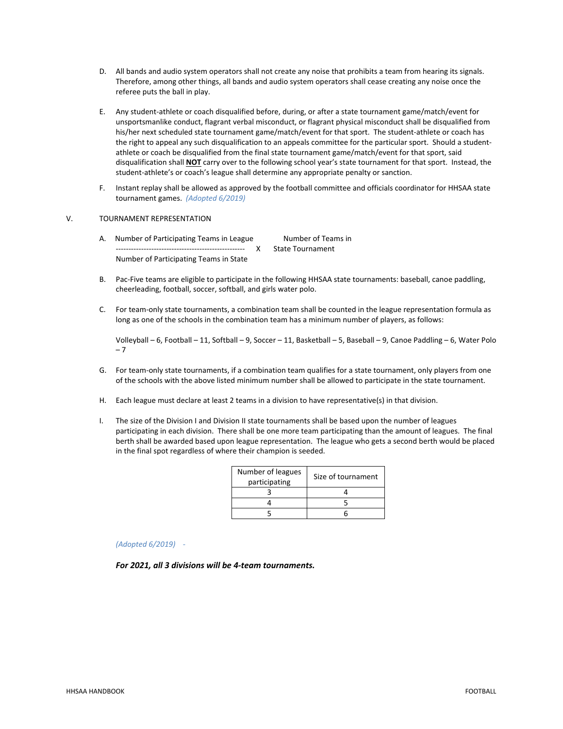D. All bands and audio system operators shall not create any noise that prohibits a team from hearing its signals. Therefore, among other things, all bands and audio system operators shall cease creating any noise once the referee puts the ball in play.

E. Any student-athlete or coach disqualified before, during, or after a state tournament game/match/event for unsportsmanlike conduct, flagrant verbal misconduct, or flagrant physical misconduct shall be disqualified from his/her next scheduled state tournament game/match/event for that sport. The student-athlete or coach has the right to appeal any such disqualification to an appeals committee for the particular sport. Should a student-athlete or coach be disqualified from the final state tournament game/match/event for that sport, said disqualification shall **NOT** carry over to the following school year's state tournament for that sport. Instead, the student-athlete's or coach's league shall determine any appropriate penalty or sanction.

F. Instant replay shall be allowed as approved by the football committee and officials coordinator for HHSAA state tournament games. *(Adopted 6/2019)*

V. TOURNAMENT REPRESENTATION

A. $$\frac{\text{Number of Participating Teams in League}}{\text{Number of Participating Teams in State}} \times \text{Number of Teams in State Tournament}$$

B. Pac-Five teams are eligible to participate in the following HHSAA state tournaments: baseball, canoe paddling, cheerleading, football, soccer, softball, and girls water polo.

C. For team-only state tournaments, a combination team shall be counted in the league representation formula as long as one of the schools in the combination team has a minimum number of players, as follows:

Volleyball – 6, Football – 11, Softball – 9, Soccer – 11, Basketball – 5, Baseball – 9, Canoe Paddling – 6, Water Polo – 7

G. For team-only state tournaments, if a combination team qualifies for a state tournament, only players from one of the schools with the above listed minimum number shall be allowed to participate in the state tournament.

H. Each league must declare at least 2 teams in a division to have representative(s) in that division.

I. The size of the Division I and Division II state tournaments shall be based upon the number of leagues participating in each division. There shall be one more team participating than the amount of leagues. The final berth shall be awarded based upon league representation. The league who gets a second berth would be placed in the final spot regardless of where their champion is seeded.

| Number of leagues participating | Size of tournament |
|---|---|
| 3 | 4 |
| 4 | 5 |
| 5 | 6 |

*(Adopted 6/2019)* -

***For 2021, all 3 divisions will be 4-team tournaments.***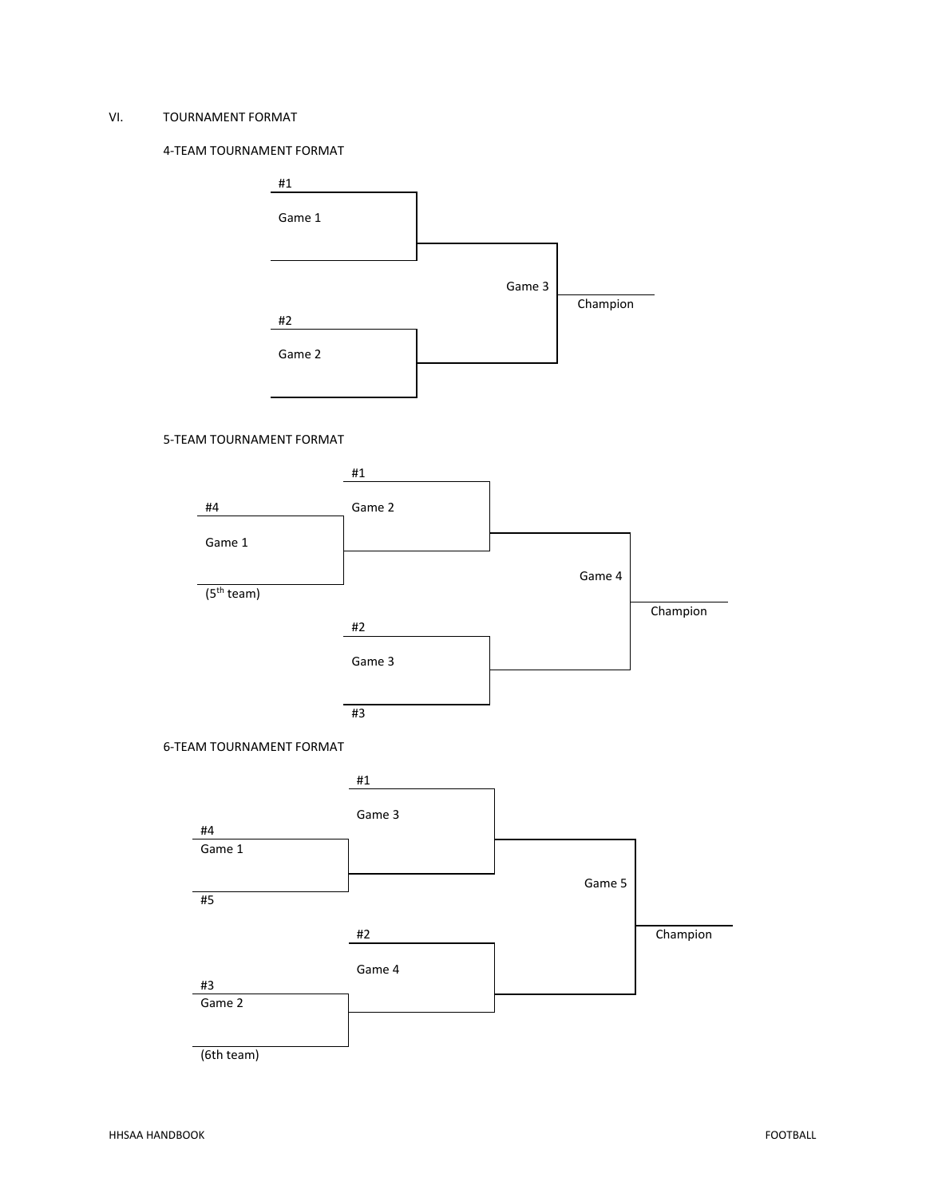## VI. TOURNAMENT FORMAT

### 4-TEAM TOURNAMENT FORMAT

#1

Game 1

Game 3

Champion

#2

Game 2

### 5-TEAM TOURNAMENT FORMAT

#1

#4

Game 2

Game 1

(5th team)

Game 4

Champion

#2

Game 3

#3

### 6-TEAM TOURNAMENT FORMAT

#1

Game 3

#4

Game 1

#5

Game 5

#2

Champion

Game 4

#3

Game 2

(6th team)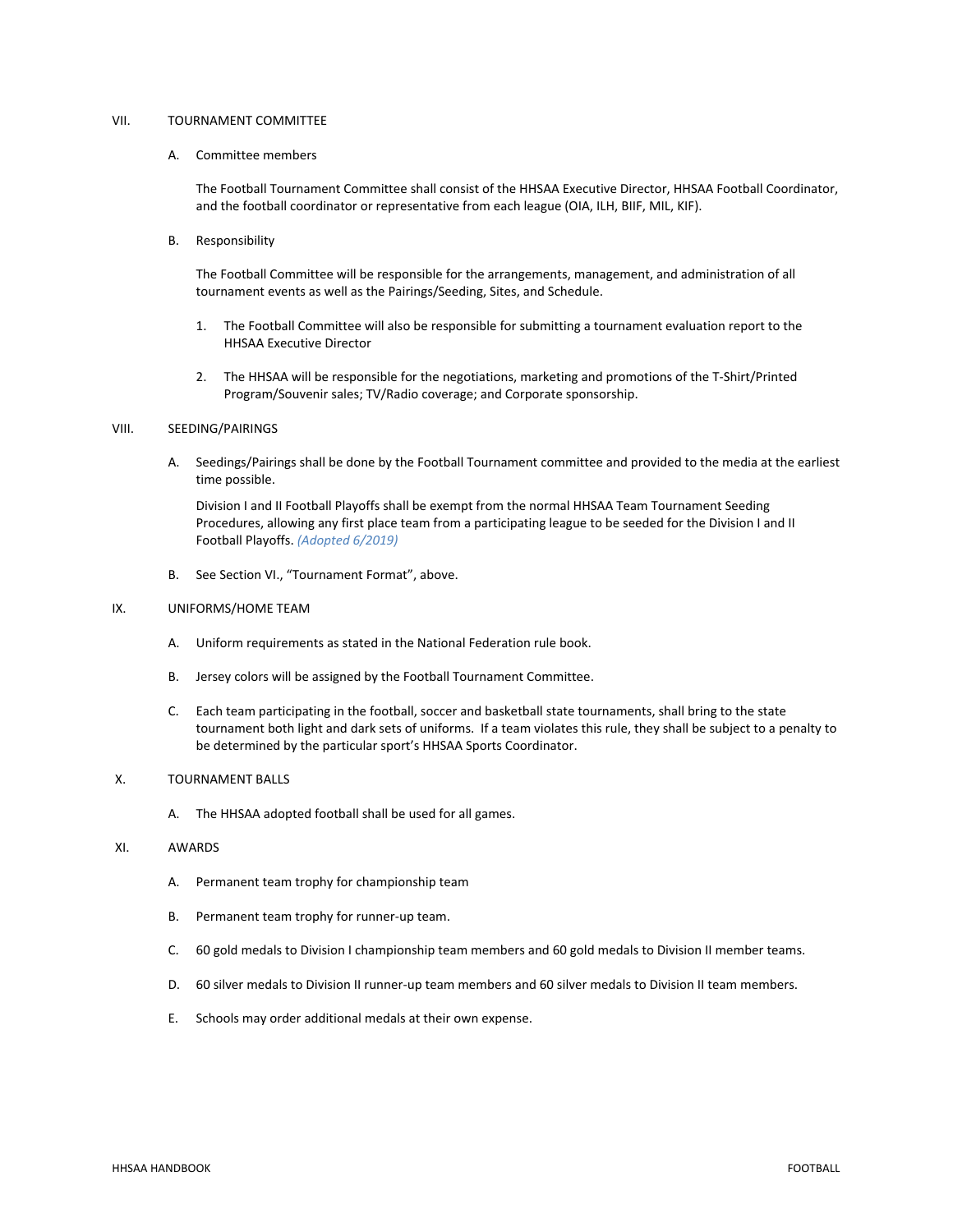## VII. TOURNAMENT COMMITTEE

A. Committee members

The Football Tournament Committee shall consist of the HHSAA Executive Director, HHSAA Football Coordinator, and the football coordinator or representative from each league (OIA, ILH, BIIF, MIL, KIF).

B. Responsibility

The Football Committee will be responsible for the arrangements, management, and administration of all tournament events as well as the Pairings/Seeding, Sites, and Schedule.

1. The Football Committee will also be responsible for submitting a tournament evaluation report to the HHSAA Executive Director

2. The HHSAA will be responsible for the negotiations, marketing and promotions of the T-Shirt/Printed Program/Souvenir sales; TV/Radio coverage; and Corporate sponsorship.

## VIII. SEEDING/PAIRINGS

A. Seedings/Pairings shall be done by the Football Tournament committee and provided to the media at the earliest time possible.

Division I and II Football Playoffs shall be exempt from the normal HHSAA Team Tournament Seeding Procedures, allowing any first place team from a participating league to be seeded for the Division I and II Football Playoffs. *(Adopted 6/2019)*

B. See Section VI., "Tournament Format", above.

## IX. UNIFORMS/HOME TEAM

A. Uniform requirements as stated in the National Federation rule book.

B. Jersey colors will be assigned by the Football Tournament Committee.

C. Each team participating in the football, soccer and basketball state tournaments, shall bring to the state tournament both light and dark sets of uniforms. If a team violates this rule, they shall be subject to a penalty to be determined by the particular sport's HHSAA Sports Coordinator.

## X. TOURNAMENT BALLS

A. The HHSAA adopted football shall be used for all games.

## XI. AWARDS

A. Permanent team trophy for championship team

B. Permanent team trophy for runner-up team.

C. 60 gold medals to Division I championship team members and 60 gold medals to Division II member teams.

D. 60 silver medals to Division II runner-up team members and 60 silver medals to Division II team members.

E. Schools may order additional medals at their own expense.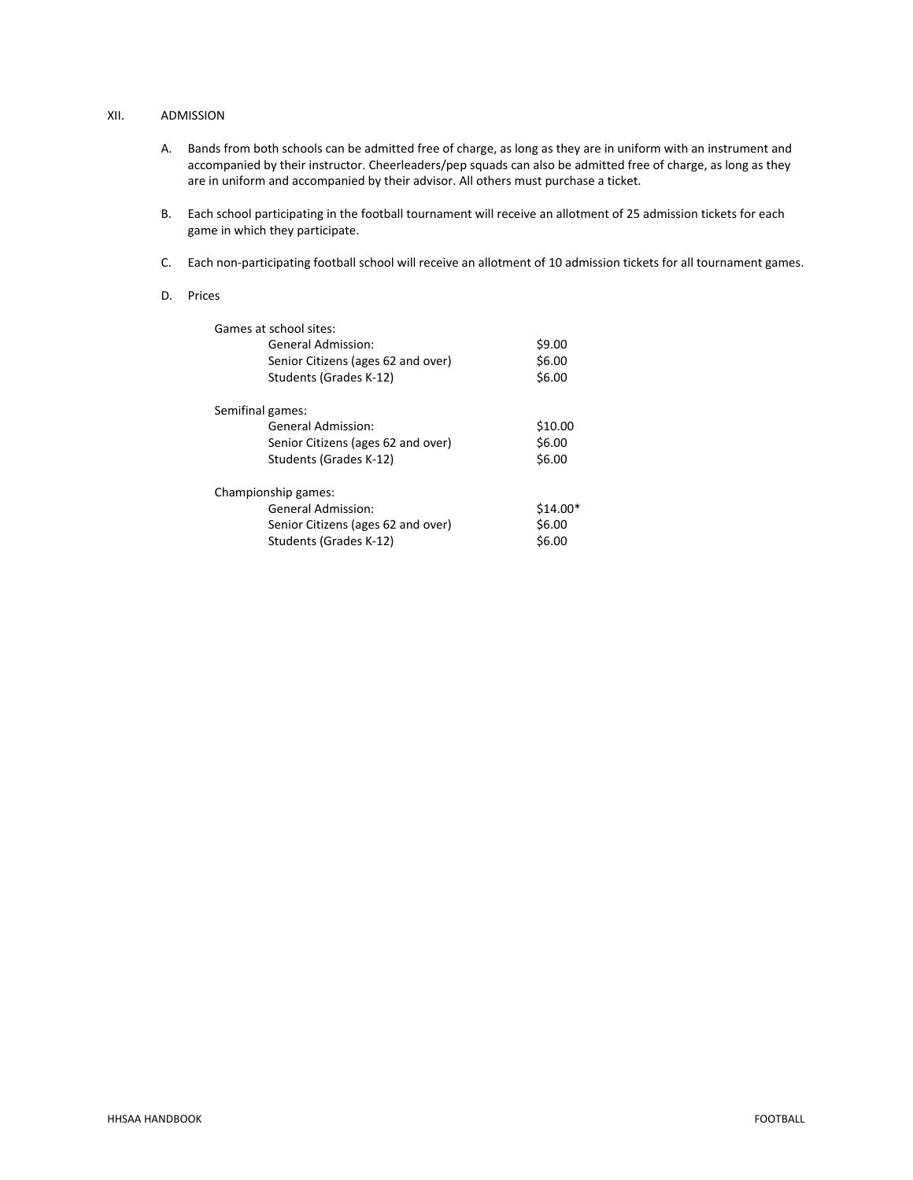## XII. ADMISSION

A. Bands from both schools can be admitted free of charge, as long as they are in uniform with an instrument and accompanied by their instructor. Cheerleaders/pep squads can also be admitted free of charge, as long as they are in uniform and accompanied by their advisor. All others must purchase a ticket.

B. Each school participating in the football tournament will receive an allotment of 25 admission tickets for each game in which they participate.

C. Each non-participating football school will receive an allotment of 10 admission tickets for all tournament games.

D. Prices

| | |
|---|---|
| **Games at school sites:** | |
| General Admission: | $9.00 |
| Senior Citizens (ages 62 and over) | $6.00 |
| Students (Grades K-12) | $6.00 |
| **Semifinal games:** | |
| General Admission: | $10.00 |
| Senior Citizens (ages 62 and over) | $6.00 |
| Students (Grades K-12) | $6.00 |
| **Championship games:** | |
| General Admission: | $14.00* |
| Senior Citizens (ages 62 and over) | $6.00 |
| Students (Grades K-12) | $6.00 |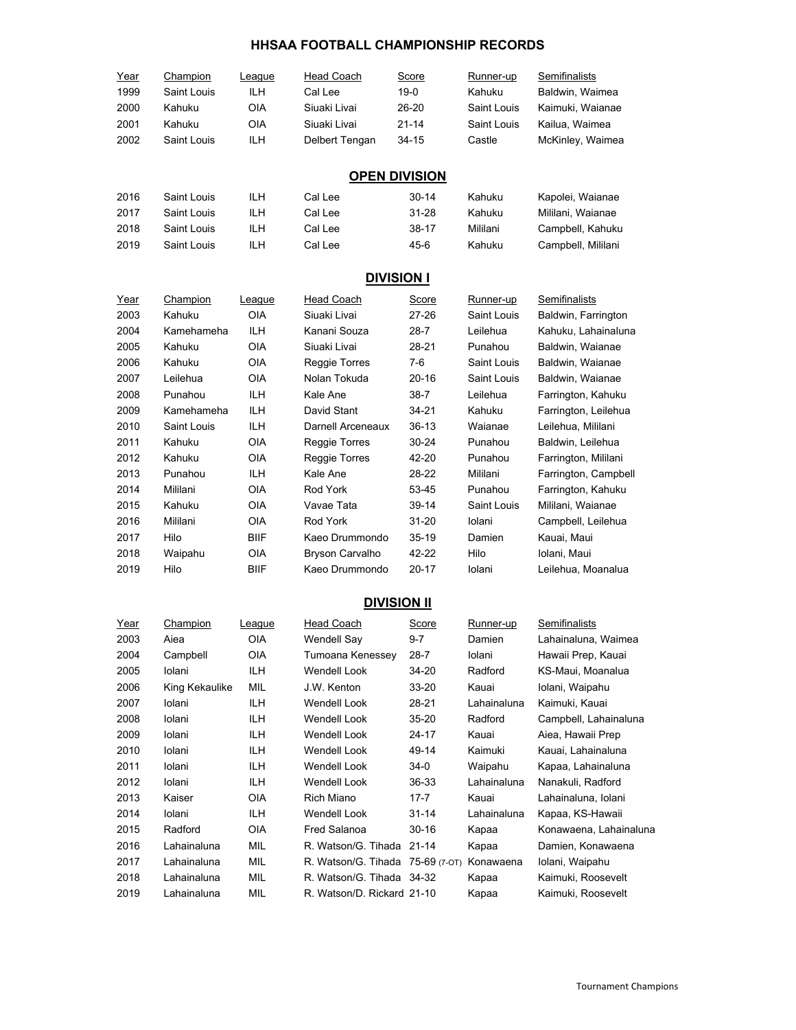# HHSAA FOOTBALL CHAMPIONSHIP RECORDS

| Year | Champion | League | Head Coach | Score | Runner-up | Semifinalists |
|---|---|---|---|---|---|---|
| 1999 | Saint Louis | ILH | Cal Lee | 19-0 | Kahuku | Baldwin, Waimea |
| 2000 | Kahuku | OIA | Siuaki Livai | 26-20 | Saint Louis | Kaimuki, Waianae |
| 2001 | Kahuku | OIA | Siuaki Livai | 21-14 | Saint Louis | Kailua, Waimea |
| 2002 | Saint Louis | ILH | Delbert Tengan | 34-15 | Castle | McKinley, Waimea |

## OPEN DIVISION

| Year | Champion | League | Head Coach | Score | Runner-up | Semifinalists |
|---|---|---|---|---|---|---|
| 2016 | Saint Louis | ILH | Cal Lee | 30-14 | Kahuku | Kapolei, Waianae |
| 2017 | Saint Louis | ILH | Cal Lee | 31-28 | Kahuku | Mililani, Waianae |
| 2018 | Saint Louis | ILH | Cal Lee | 38-17 | Mililani | Campbell, Kahuku |
| 2019 | Saint Louis | ILH | Cal Lee | 45-6 | Kahuku | Campbell, Mililani |

## DIVISION I

| Year | Champion | League | Head Coach | Score | Runner-up | Semifinalists |
|---|---|---|---|---|---|---|
| 2003 | Kahuku | OIA | Siuaki Livai | 27-26 | Saint Louis | Baldwin, Farrington |
| 2004 | Kamehameha | ILH | Kanani Souza | 28-7 | Leilehua | Kahuku, Lahainaluna |
| 2005 | Kahuku | OIA | Siuaki Livai | 28-21 | Punahou | Baldwin, Waianae |
| 2006 | Kahuku | OIA | Reggie Torres | 7-6 | Saint Louis | Baldwin, Waianae |
| 2007 | Leilehua | OIA | Nolan Tokuda | 20-16 | Saint Louis | Baldwin, Waianae |
| 2008 | Punahou | ILH | Kale Ane | 38-7 | Leilehua | Farrington, Kahuku |
| 2009 | Kamehameha | ILH | David Stant | 34-21 | Kahuku | Farrington, Leilehua |
| 2010 | Saint Louis | ILH | Darnell Arceneaux | 36-13 | Waianae | Leilehua, Mililani |
| 2011 | Kahuku | OIA | Reggie Torres | 30-24 | Punahou | Baldwin, Leilehua |
| 2012 | Kahuku | OIA | Reggie Torres | 42-20 | Punahou | Farrington, Mililani |
| 2013 | Punahou | ILH | Kale Ane | 28-22 | Mililani | Farrington, Campbell |
| 2014 | Mililani | OIA | Rod York | 53-45 | Punahou | Farrington, Kahuku |
| 2015 | Kahuku | OIA | Vavae Tata | 39-14 | Saint Louis | Mililani, Waianae |
| 2016 | Mililani | OIA | Rod York | 31-20 | Iolani | Campbell, Leilehua |
| 2017 | Hilo | BIIF | Kaeo Drummondo | 35-19 | Damien | Kauai, Maui |
| 2018 | Waipahu | OIA | Bryson Carvalho | 42-22 | Hilo | Iolani, Maui |
| 2019 | Hilo | BIIF | Kaeo Drummondo | 20-17 | Iolani | Leilehua, Moanalua |

## DIVISION II

| Year | Champion | League | Head Coach | Score | Runner-up | Semifinalists |
|---|---|---|---|---|---|---|
| 2003 | Aiea | OIA | Wendell Say | 9-7 | Damien | Lahainaluna, Waimea |
| 2004 | Campbell | OIA | Tumoana Kenessey | 28-7 | Iolani | Hawaii Prep, Kauai |
| 2005 | Iolani | ILH | Wendell Look | 34-20 | Radford | KS-Maui, Moanalua |
| 2006 | King Kekaulike | MIL | J.W. Kenton | 33-20 | Kauai | Iolani, Waipahu |
| 2007 | Iolani | ILH | Wendell Look | 28-21 | Lahainaluna | Kaimuki, Kauai |
| 2008 | Iolani | ILH | Wendell Look | 35-20 | Radford | Campbell, Lahainaluna |
| 2009 | Iolani | ILH | Wendell Look | 24-17 | Kauai | Aiea, Hawaii Prep |
| 2010 | Iolani | ILH | Wendell Look | 49-14 | Kaimuki | Kauai, Lahainaluna |
| 2011 | Iolani | ILH | Wendell Look | 34-0 | Waipahu | Kapaa, Lahainaluna |
| 2012 | Iolani | ILH | Wendell Look | 36-33 | Lahainaluna | Nanakuli, Radford |
| 2013 | Kaiser | OIA | Rich Miano | 17-7 | Kauai | Lahainaluna, Iolani |
| 2014 | Iolani | ILH | Wendell Look | 31-14 | Lahainaluna | Kapaa, KS-Hawaii |
| 2015 | Radford | OIA | Fred Salanoa | 30-16 | Kapaa | Konawaena, Lahainaluna |
| 2016 | Lahainaluna | MIL | R. Watson/G. Tihada | 21-14 | Kapaa | Damien, Konawaena |
| 2017 | Lahainaluna | MIL | R. Watson/G. Tihada | 75-69 (7-OT) | Konawaena | Iolani, Waipahu |
| 2018 | Lahainaluna | MIL | R. Watson/G. Tihada | 34-32 | Kapaa | Kaimuki, Roosevelt |
| 2019 | Lahainaluna | MIL | R. Watson/D. Rickard | 21-10 | Kapaa | Kaimuki, Roosevelt |